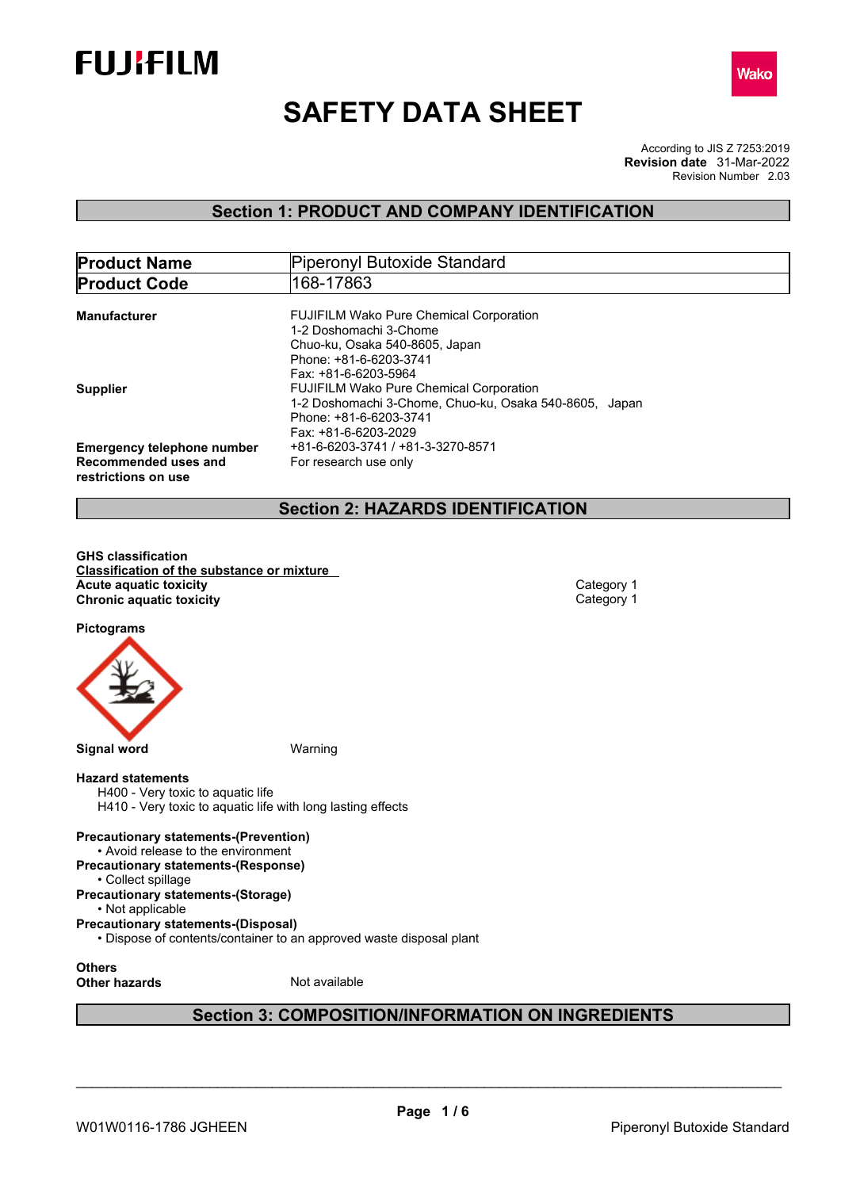FUJIFILM

Wako

# SAFETY DATA SHEET

According to JIS Z 7253:2019
**Revision date** 31-Mar-2022
Revision Number 2.03

## Section 1: PRODUCT AND COMPANY IDENTIFICATION

| **Product Name** | Piperonyl Butoxide Standard |
|---|---|
| **Product Code** | 168-17863 |

**Manufacturer**
FUJIFILM Wako Pure Chemical Corporation
1-2 Doshomachi 3-Chome
Chuo-ku, Osaka 540-8605, Japan
Phone: +81-6-6203-3741
Fax: +81-6-6203-5964

**Supplier**
FUJIFILM Wako Pure Chemical Corporation
1-2 Doshomachi 3-Chome, Chuo-ku, Osaka 540-8605, Japan
Phone: +81-6-6203-3741
Fax: +81-6-6203-2029

**Emergency telephone number** +81-6-6203-3741 / +81-3-3270-8571

**Recommended uses and restrictions on use** For research use only

## Section 2: HAZARDS IDENTIFICATION

**GHS classification**

**Classification of the substance or mixture**

| | |
|---|---|
| **Acute aquatic toxicity** | Category 1 |
| **Chronic aquatic toxicity** | Category 1 |

**Pictograms**

**Signal word** Warning

**Hazard statements**
H400 - Very toxic to aquatic life
H410 - Very toxic to aquatic life with long lasting effects

**Precautionary statements-(Prevention)**
- Avoid release to the environment

**Precautionary statements-(Response)**
- Collect spillage

**Precautionary statements-(Storage)**
- Not applicable

**Precautionary statements-(Disposal)**
- Dispose of contents/container to an approved waste disposal plant

**Others**

**Other hazards** Not available

## Section 3: COMPOSITION/INFORMATION ON INGREDIENTS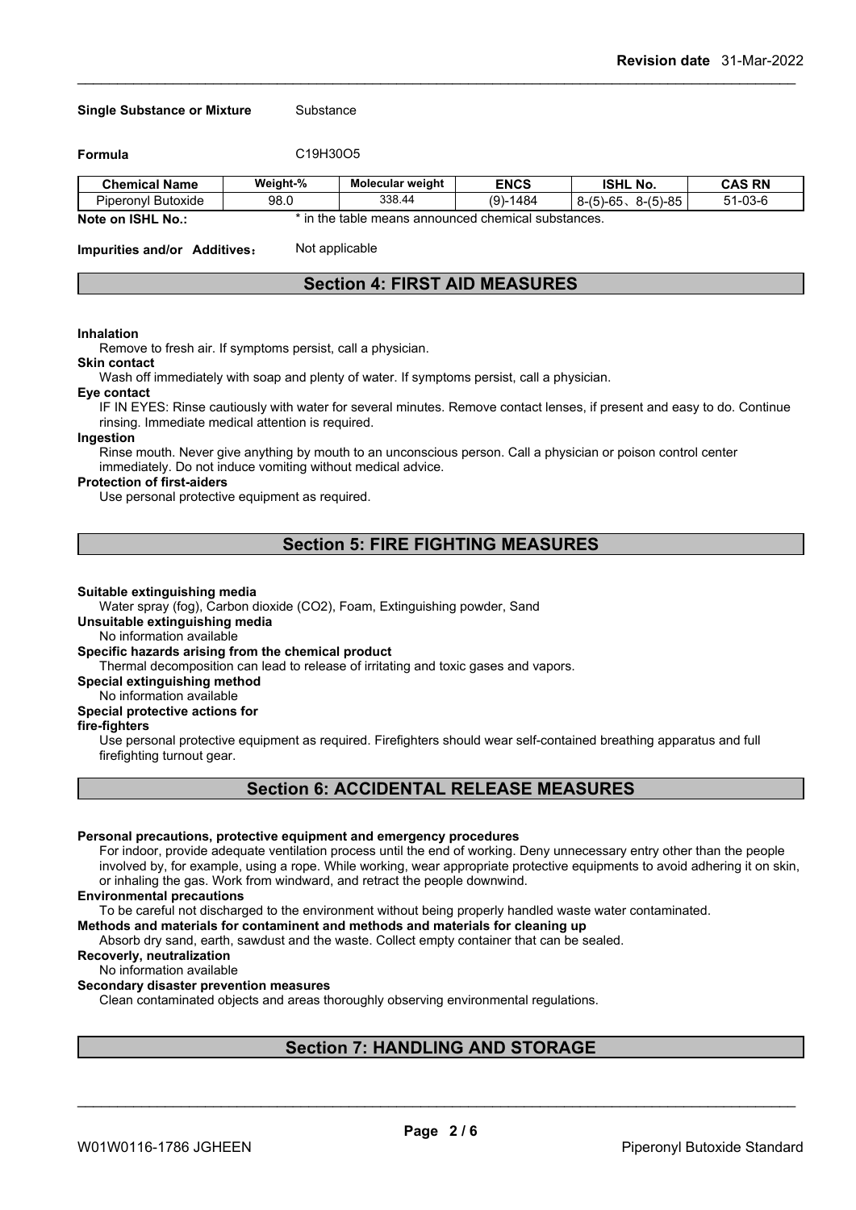**Single Substance or Mixture** Substance

**Formula** $C_{19}H_{30}O_5$

| Chemical Name | Weight-% | Molecular weight | ENCS | ISHL No. | CAS RN |
|---|---|---|---|---|---|
| Piperonyl Butoxide | 98.0 | 338.44 | (9)-1484 | 8-(5)-65、8-(5)-85 | 51-03-6 |

**Note on ISHL No.:** * in the table means announced chemical substances.

**Impurities and/or Additives：** Not applicable

## Section 4: FIRST AID MEASURES

**Inhalation**

Remove to fresh air. If symptoms persist, call a physician.

**Skin contact**

Wash off immediately with soap and plenty of water. If symptoms persist, call a physician.

**Eye contact**

IF IN EYES: Rinse cautiously with water for several minutes. Remove contact lenses, if present and easy to do. Continue rinsing. Immediate medical attention is required.

**Ingestion**

Rinse mouth. Never give anything by mouth to an unconscious person. Call a physician or poison control center immediately. Do not induce vomiting without medical advice.

**Protection of first-aiders**

Use personal protective equipment as required.

## Section 5: FIRE FIGHTING MEASURES

**Suitable extinguishing media**

Water spray (fog), Carbon dioxide (CO2), Foam, Extinguishing powder, Sand

**Unsuitable extinguishing media**

No information available

**Specific hazards arising from the chemical product**

Thermal decomposition can lead to release of irritating and toxic gases and vapors.

**Special extinguishing method**

No information available

**Special protective actions for fire-fighters**

Use personal protective equipment as required. Firefighters should wear self-contained breathing apparatus and full firefighting turnout gear.

## Section 6: ACCIDENTAL RELEASE MEASURES

**Personal precautions, protective equipment and emergency procedures**

For indoor, provide adequate ventilation process until the end of working. Deny unnecessary entry other than the people involved by, for example, using a rope. While working, wear appropriate protective equipments to avoid adhering it on skin, or inhaling the gas. Work from windward, and retract the people downwind.

**Environmental precautions**

To be careful not discharged to the environment without being properly handled waste water contaminated.

**Methods and materials for contaminent and methods and materials for cleaning up**

Absorb dry sand, earth, sawdust and the waste. Collect empty container that can be sealed.

**Recoverly, neutralization**

No information available

**Secondary disaster prevention measures**

Clean contaminated objects and areas thoroughly observing environmental regulations.

## Section 7: HANDLING AND STORAGE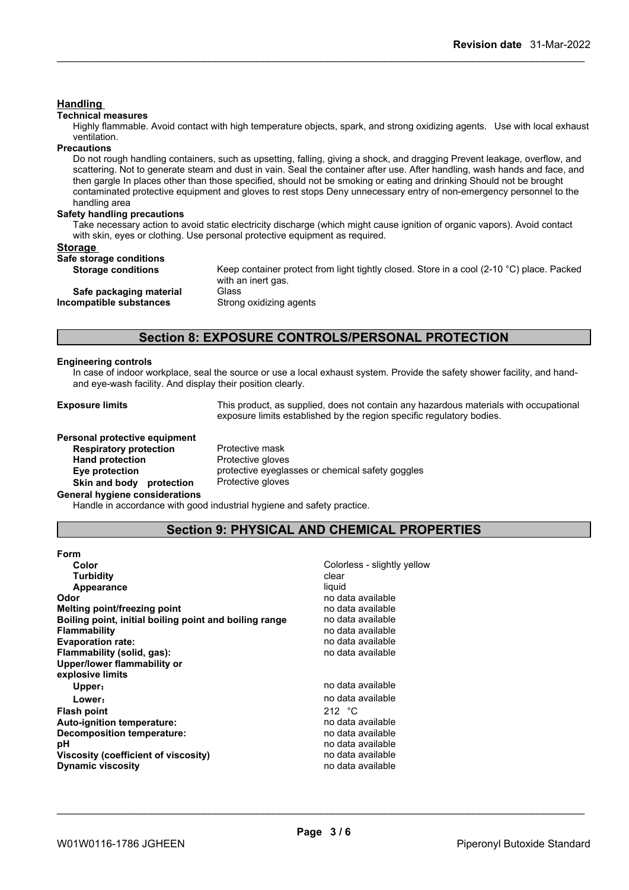### Handling

**Technical measures**

Highly flammable. Avoid contact with high temperature objects, spark, and strong oxidizing agents. Use with local exhaust ventilation.

**Precautions**

Do not rough handling containers, such as upsetting, falling, giving a shock, and dragging Prevent leakage, overflow, and scattering. Not to generate steam and dust in vain. Seal the container after use. After handling, wash hands and face, and then gargle In places other than those specified, should not be smoking or eating and drinking Should not be brought contaminated protective equipment and gloves to rest stops Deny unnecessary entry of non-emergency personnel to the handling area

**Safety handling precautions**

Take necessary action to avoid static electricity discharge (which might cause ignition of organic vapors). Avoid contact with skin, eyes or clothing. Use personal protective equipment as required.

### Storage

**Safe storage conditions**

| | |
|---|---|
| **Storage conditions** | Keep container protect from light tightly closed. Store in a cool (2-10 °C) place. Packed with an inert gas. |
| **Safe packaging material** | Glass |
| **Incompatible substances** | Strong oxidizing agents |

## Section 8: EXPOSURE CONTROLS/PERSONAL PROTECTION

**Engineering controls**

In case of indoor workplace, seal the source or use a local exhaust system. Provide the safety shower facility, and hand- and eye-wash facility. And display their position clearly.

| | |
|---|---|
| **Exposure limits** | This product, as supplied, does not contain any hazardous materials with occupational exposure limits established by the region specific regulatory bodies. |

**Personal protective equipment**

| | |
|---|---|
| **Respiratory protection** | Protective mask |
| **Hand protection** | Protective gloves |
| **Eye protection** | protective eyeglasses or chemical safety goggles |
| **Skin and body protection** | Protective gloves |

**General hygiene considerations**

Handle in accordance with good industrial hygiene and safety practice.

## Section 9: PHYSICAL AND CHEMICAL PROPERTIES

| | |
|---|---|
| **Form** | |
| **Color** | Colorless - slightly yellow |
| **Turbidity** | clear |
| **Appearance** | liquid |
| **Odor** | no data available |
| **Melting point/freezing point** | no data available |
| **Boiling point, initial boiling point and boiling range** | no data available |
| **Flammability** | no data available |
| **Evaporation rate:** | no data available |
| **Flammability (solid, gas):** | no data available |
| **Upper/lower flammability or explosive limits** | |
| **Upper:** | no data available |
| **Lower:** | no data available |
| **Flash point** | 212 °C |
| **Auto-ignition temperature:** | no data available |
| **Decomposition temperature:** | no data available |
| **pH** | no data available |
| **Viscosity (coefficient of viscosity)** | no data available |
| **Dynamic viscosity** | no data available |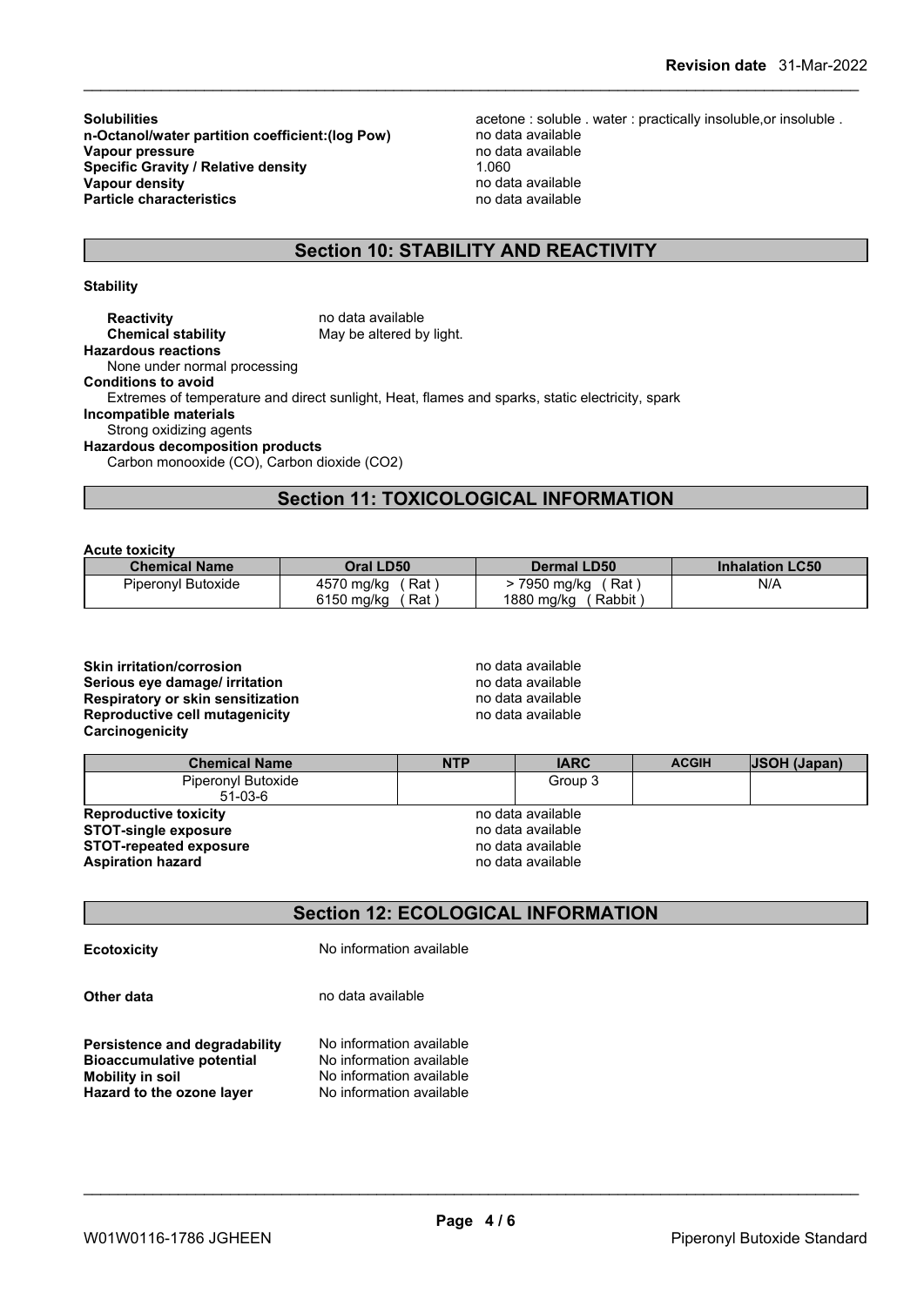| | |
|---|---|
| **Solubilities** | acetone : soluble . water : practically insoluble,or insoluble . |
| **n-Octanol/water partition coefficient:(log Pow)** | no data available |
| **Vapour pressure** | no data available |
| **Specific Gravity / Relative density** | 1.060 |
| **Vapour density** | no data available |
| **Particle characteristics** | no data available |

## Section 10: STABILITY AND REACTIVITY

**Stability**

**Reactivity** no data available
**Chemical stability** May be altered by light.

**Hazardous reactions**
None under normal processing

**Conditions to avoid**
Extremes of temperature and direct sunlight, Heat, flames and sparks, static electricity, spark

**Incompatible materials**
Strong oxidizing agents

**Hazardous decomposition products**
Carbon monooxide (CO), Carbon dioxide ($CO_2$)

## Section 11: TOXICOLOGICAL INFORMATION

**Acute toxicity**

| Chemical Name | Oral LD50 | Dermal LD50 | Inhalation LC50 |
|---|---|---|---|
| Piperonyl Butoxide | 4570 mg/kg ( Rat )<br>6150 mg/kg ( Rat ) | > 7950 mg/kg ( Rat )<br>1880 mg/kg ( Rabbit ) | N/A |

| | |
|---|---|
| **Skin irritation/corrosion** | no data available |
| **Serious eye damage/ irritation** | no data available |
| **Respiratory or skin sensitization** | no data available |
| **Reproductive cell mutagenicity** | no data available |

**Carcinogenicity**

| Chemical Name | NTP | IARC | ACGIH | JSOH (Japan) |
|---|---|---|---|---|
| Piperonyl Butoxide<br>51-03-6 | | Group 3 | | |

| | |
|---|---|
| **Reproductive toxicity** | no data available |
| **STOT-single exposure** | no data available |
| **STOT-repeated exposure** | no data available |
| **Aspiration hazard** | no data available |

## Section 12: ECOLOGICAL INFORMATION

| | |
|---|---|
| **Ecotoxicity** | No information available |
| **Other data** | no data available |
| **Persistence and degradability** | No information available |
| **Bioaccumulative potential** | No information available |
| **Mobility in soil** | No information available |
| **Hazard to the ozone layer** | No information available |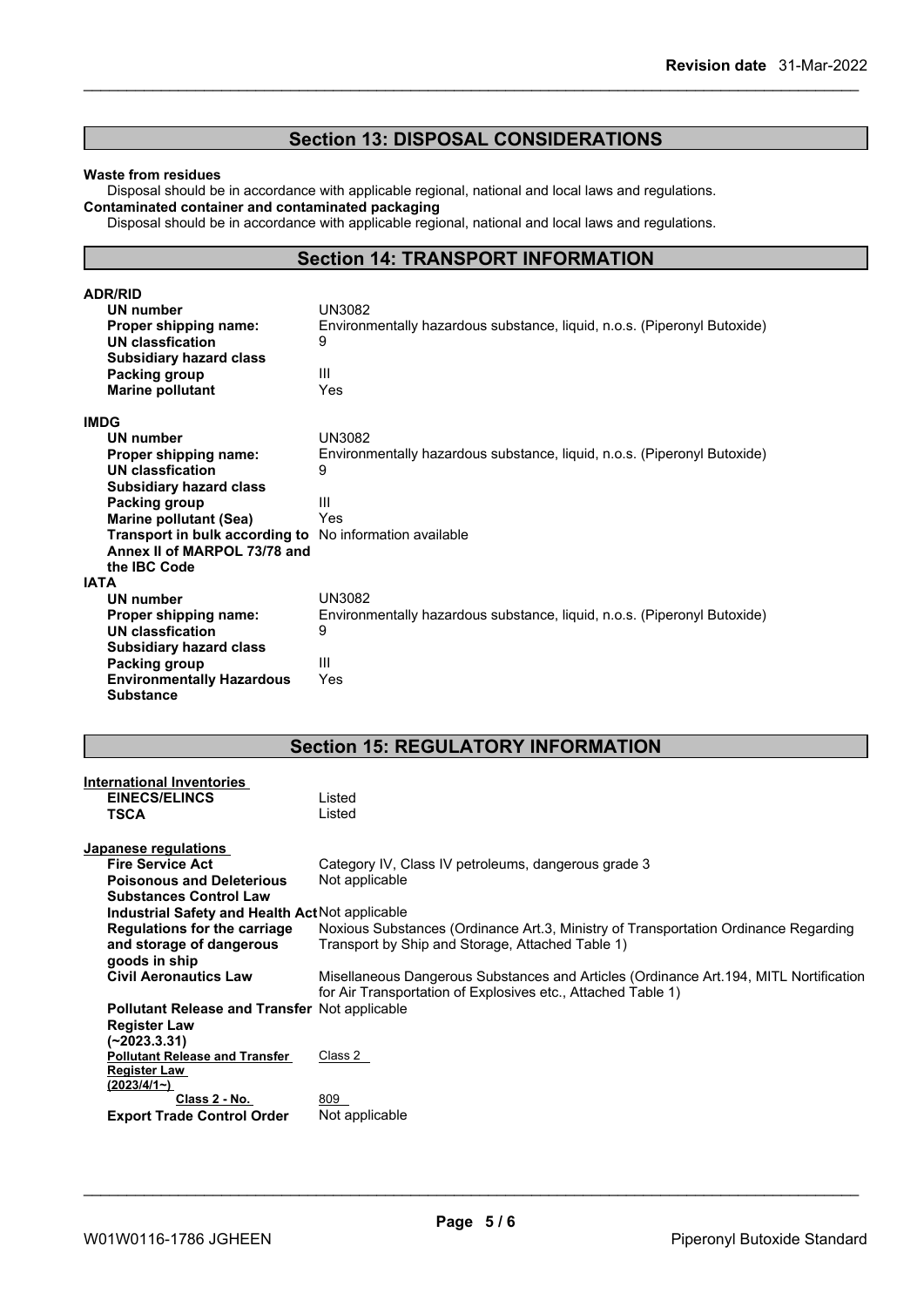## Section 13: DISPOSAL CONSIDERATIONS

**Waste from residues**

Disposal should be in accordance with applicable regional, national and local laws and regulations.

**Contaminated container and contaminated packaging**

Disposal should be in accordance with applicable regional, national and local laws and regulations.

## Section 14: TRANSPORT INFORMATION

**ADR/RID**

| | |
|---|---|
| **UN number** | UN3082 |
| **Proper shipping name:** | Environmentally hazardous substance, liquid, n.o.s. (Piperonyl Butoxide) |
| **UN classfication** | 9 |
| **Subsidiary hazard class** | |
| **Packing group** | III |
| **Marine pollutant** | Yes |

**IMDG**

| | |
|---|---|
| **UN number** | UN3082 |
| **Proper shipping name:** | Environmentally hazardous substance, liquid, n.o.s. (Piperonyl Butoxide) |
| **UN classfication** | 9 |
| **Subsidiary hazard class** | |
| **Packing group** | III |
| **Marine pollutant (Sea)** | Yes |
| **Transport in bulk according to Annex II of MARPOL 73/78 and the IBC Code** | No information available |

**IATA**

| | |
|---|---|
| **UN number** | UN3082 |
| **Proper shipping name:** | Environmentally hazardous substance, liquid, n.o.s. (Piperonyl Butoxide) |
| **UN classfication** | 9 |
| **Subsidiary hazard class** | |
| **Packing group** | III |
| **Environmentally Hazardous Substance** | Yes |

## Section 15: REGULATORY INFORMATION

**International Inventories**

| | |
|---|---|
| **EINECS/ELINCS** | Listed |
| **TSCA** | Listed |

**Japanese regulations**

| | |
|---|---|
| **Fire Service Act** | Category IV, Class IV petroleums, dangerous grade 3 |
| **Poisonous and Deleterious Substances Control Law** | Not applicable |
| **Industrial Safety and Health Act** | Not applicable |
| **Regulations for the carriage and storage of dangerous goods in ship** | Noxious Substances (Ordinance Art.3, Ministry of Transportation Ordinance Regarding Transport by Ship and Storage, Attached Table 1) |
| **Civil Aeronautics Law** | Misellaneous Dangerous Substances and Articles (Ordinance Art.194, MITL Notification for Air Transportation of Explosives etc., Attached Table 1) |
| **Pollutant Release and Transfer Register Law (~2023.3.31)** | Not applicable |
| **Pollutant Release and Transfer Register Law (2023/4/1~)** | Class 2 |
| **Class 2 - No.** | 809 |
| **Export Trade Control Order** | Not applicable |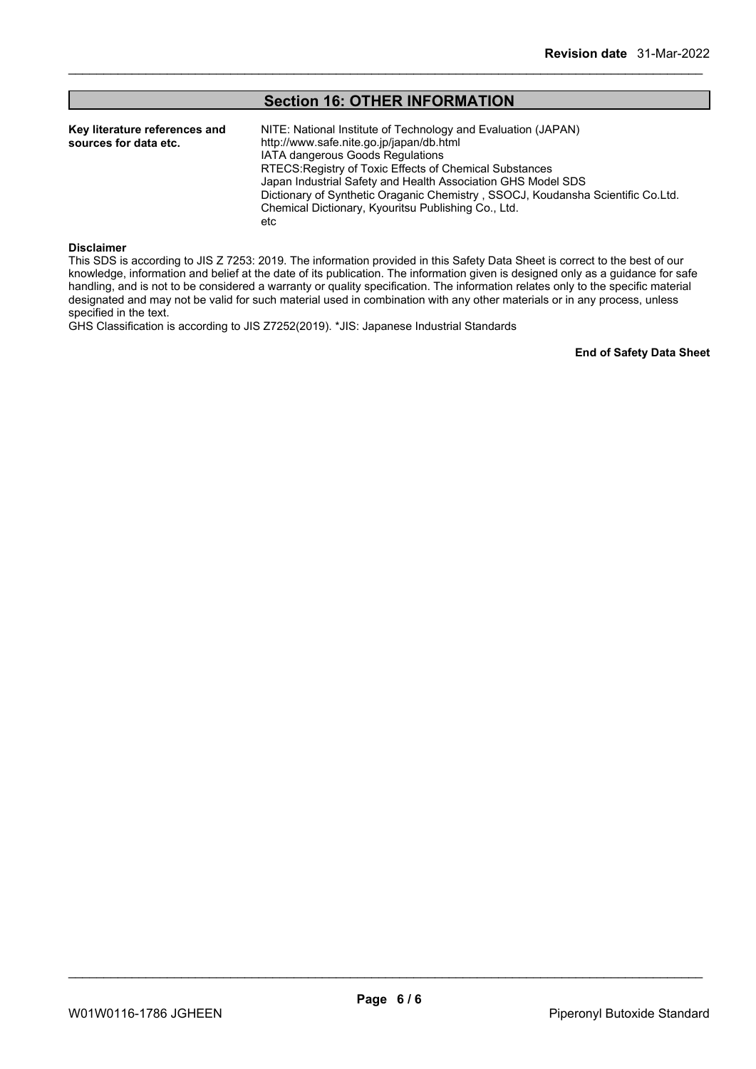## Section 16: OTHER INFORMATION

**Key literature references and sources for data etc.**

NITE: National Institute of Technology and Evaluation (JAPAN)
http://www.safe.nite.go.jp/japan/db.html
IATA dangerous Goods Regulations
RTECS:Registry of Toxic Effects of Chemical Substances
Japan Industrial Safety and Health Association GHS Model SDS
Dictionary of Synthetic Oraganic Chemistry , SSOCJ, Koudansha Scientific Co.Ltd.
Chemical Dictionary, Kyouritsu Publishing Co., Ltd.
etc

**Disclaimer**

This SDS is according to JIS Z 7253: 2019. The information provided in this Safety Data Sheet is correct to the best of our knowledge, information and belief at the date of its publication. The information given is designed only as a guidance for safe handling, and is not to be considered a warranty or quality specification. The information relates only to the specific material designated and may not be valid for such material used in combination with any other materials or in any process, unless specified in the text.

GHS Classification is according to JIS Z7252(2019). *JIS: Japanese Industrial Standards

**End of Safety Data Sheet**